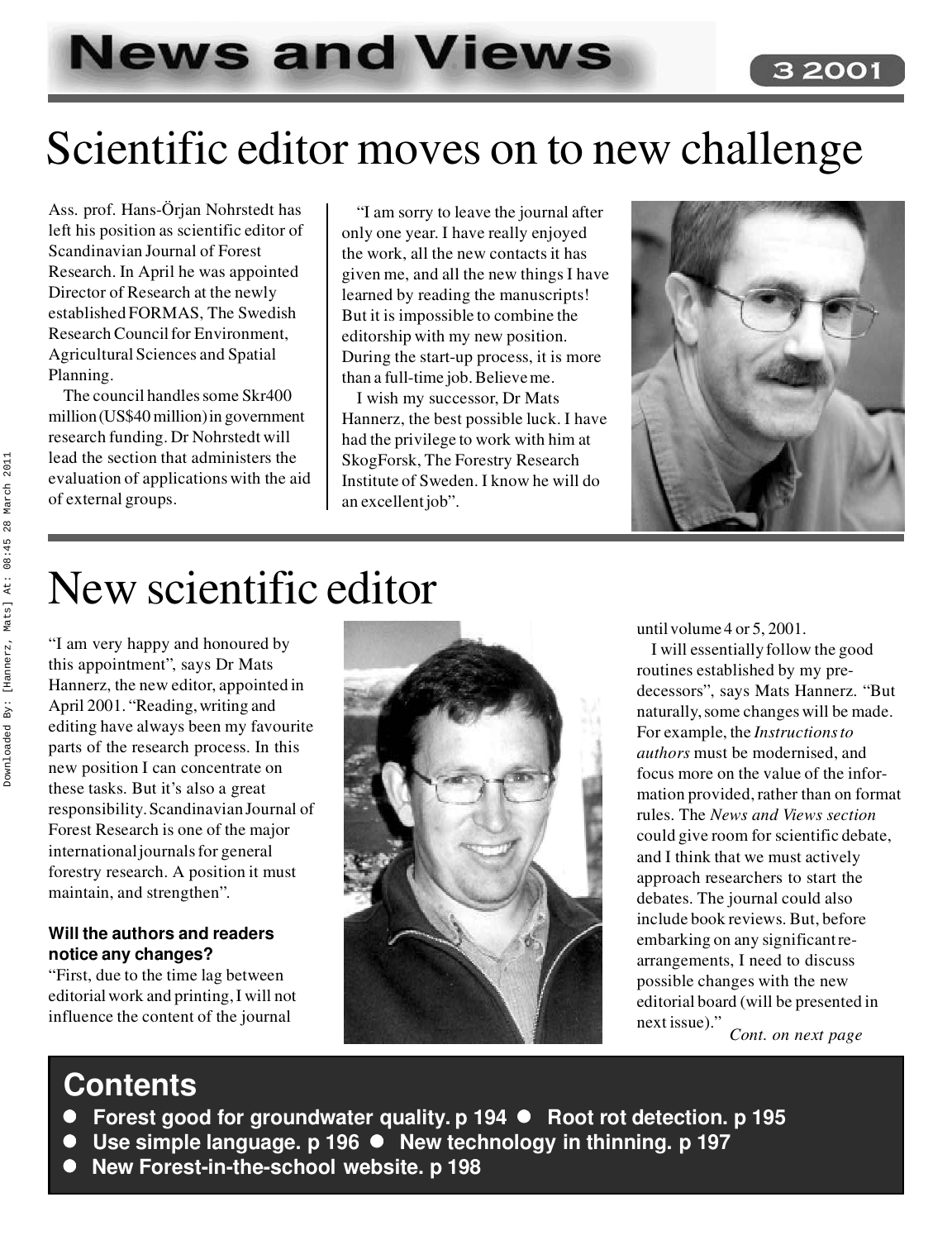# News and Views

# Scientific editor moves on to new challenge

Ass. prof. Hans-Örjan Nohrstedt has left his position as scientific editor of Scandinavian Journal of Forest Research. In April he was appointed Director of Research at the newly established FORMAS, The Swedish Research Council for Environment, Agricultural Sciences and Spatial Planning.

The council handles some Skr400 million (US$40 million) in government research funding. Dr Nohrstedt will lead the section that administers the evaluation of applications with the aid of external groups.

"I am sorry to leave the journal after only one year. I have really enjoyed the work, all the new contacts it has given me, and all the new things I have learned by reading the manuscripts! But it is impossible to combine the editorship with my new position. During the start-up process, it is more than a full-time job. Believe me.

I wish my successor, Dr Mats Hannerz, the best possible luck. I have had the privilege to work with him at SkogForsk, The Forestry Research Institute of Sweden. I know he will do an excellent job".

# New scientific editor

"I am very happy and honoured by this appointment", says Dr Mats Hannerz, the new editor, appointed in April 2001. "Reading, writing and editing have always been my favourite parts of the research process. In this new position I can concentrate on these tasks. But it's also a great responsibility. Scandinavian Journal of Forest Research is one of the major international journals for general forestry research. A position it must maintain, and strengthen".

**Will the authors and readers notice any changes?**

"First, due to the time lag between editorial work and printing, I will not influence the content of the journal until volume 4 or 5, 2001.

I will essentially follow the good routines established by my predecessors", says Mats Hannerz. "But naturally, some changes will be made. For example, the *Instructions to authors* must be modernised, and focus more on the value of the information provided, rather than on format rules. The *News and Views section* could give room for scientific debate, and I think that we must actively approach researchers to start the debates. The journal could also include book reviews. But, before embarking on any significant rearrangements, I need to discuss possible changes with the new editorial board (will be presented in next issue)."

*Cont. on next page*

## Contents

- **Forest good for groundwater quality. p 194**
- **Root rot detection. p 195**
- **Use simple language. p 196**
- **New technology in thinning. p 197**
- **New Forest-in-the-school website. p 198**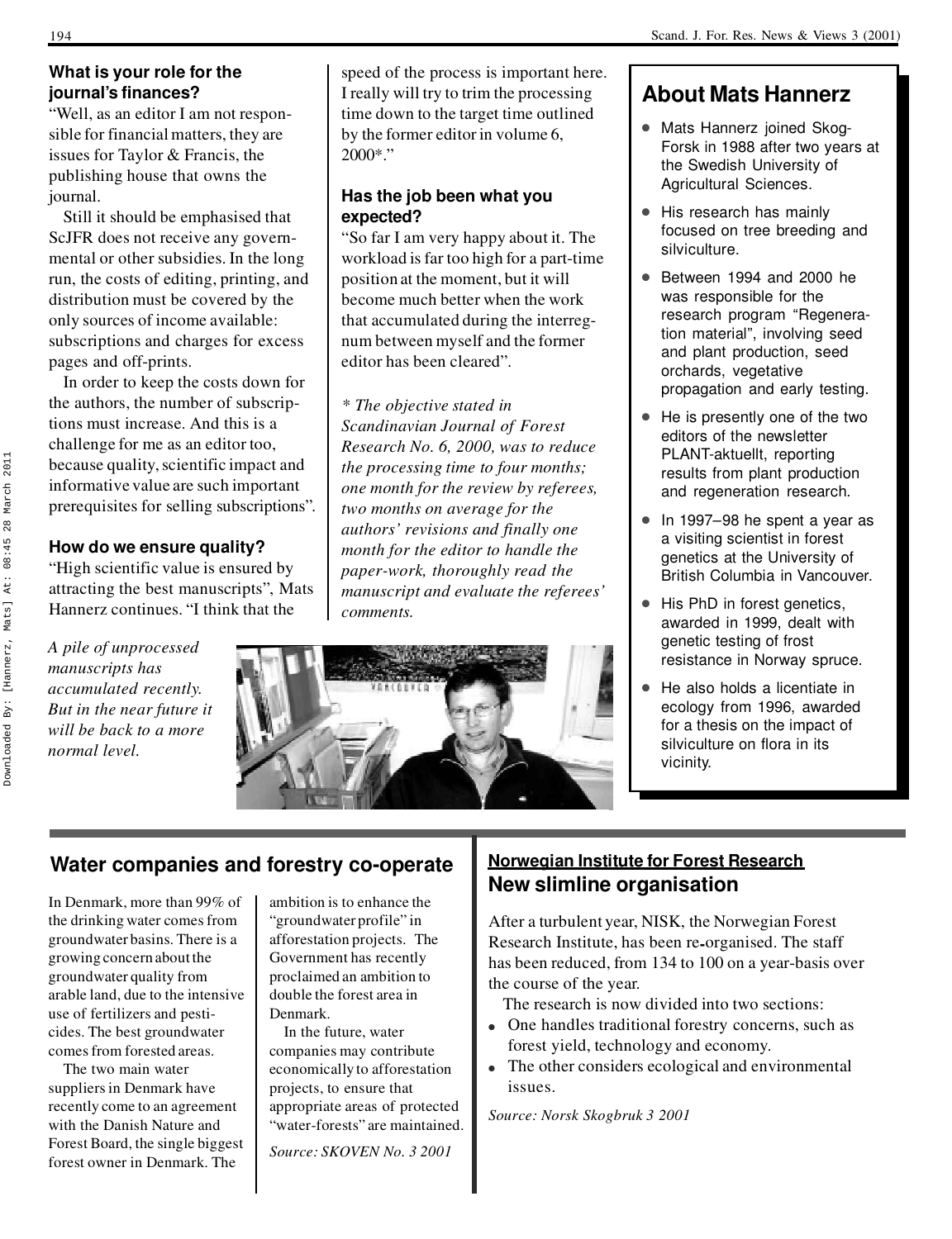### What is your role for the journal's finances?

"Well, as an editor I am not responsible for financial matters, they are issues for Taylor & Francis, the publishing house that owns the journal.

Still it should be emphasised that ScJFR does not receive any governmental or other subsidies. In the long run, the costs of editing, printing, and distribution must be covered by the only sources of income available: subscriptions and charges for excess pages and off-prints.

In order to keep the costs down for the authors, the number of subscriptions must increase. And this is a challenge for me as an editor too, because quality, scientific impact and informative value are such important prerequisites for selling subscriptions".

### How do we ensure quality?

"High scientific value is ensured by attracting the best manuscripts", Mats Hannerz continues. "I think that the speed of the process is important here. I really will try to trim the processing time down to the target time outlined by the former editor in volume 6, 2000*."

### Has the job been what you expected?

"So far I am very happy about it. The workload is far too high for a part-time position at the moment, but it will become much better when the work that accumulated during the interregnum between myself and the former editor has been cleared".

*\* The objective stated in Scandinavian Journal of Forest Research No. 6, 2000, was to reduce the processing time to four months; one month for the review by referees, two months on average for the authors' revisions and finally one month for the editor to handle the paper-work, thoroughly read the manuscript and evaluate the referees' comments.*

*A pile of unprocessed manuscripts has accumulated recently. But in the near future it will be back to a more normal level.*

## About Mats Hannerz

- Mats Hannerz joined SkogForsk in 1988 after two years at the Swedish University of Agricultural Sciences.
- His research has mainly focused on tree breeding and silviculture.
- Between 1994 and 2000 he was responsible for the research program "Regeneration material", involving seed and plant production, seed orchards, vegetative propagation and early testing.
- He is presently one of the two editors of the newsletter PLANT-aktuellt, reporting results from plant production and regeneration research.
- In 1997–98 he spent a year as a visiting scientist in forest genetics at the University of British Columbia in Vancouver.
- His PhD in forest genetics, awarded in 1999, dealt with genetic testing of frost resistance in Norway spruce.
- He also holds a licentiate in ecology from 1996, awarded for a thesis on the impact of silviculture on flora in its vicinity.

## Water companies and forestry co-operate

In Denmark, more than 99% of the drinking water comes from groundwater basins. There is a growing concern about the groundwater quality from arable land, due to the intensive use of fertilizers and pesticides. The best groundwater comes from forested areas.

The two main water suppliers in Denmark have recently come to an agreement with the Danish Nature and Forest Board, the single biggest forest owner in Denmark. The ambition is to enhance the "groundwater profile" in afforestation projects. The Government has recently proclaimed an ambition to double the forest area in Denmark.

In the future, water companies may contribute economically to afforestation projects, to ensure that appropriate areas of protected "water-forests" are maintained.

*Source: SKOVEN No. 3 2001*

## Norwegian Institute for Forest Research
## New slimline organisation

After a turbulent year, NISK, the Norwegian Forest Research Institute, has been re-organised. The staff has been reduced, from 134 to 100 on a year-basis over the course of the year.

The research is now divided into two sections:

- One handles traditional forestry concerns, such as forest yield, technology and economy.
- The other considers ecological and environmental issues.

*Source: Norsk Skogbruk 3 2001*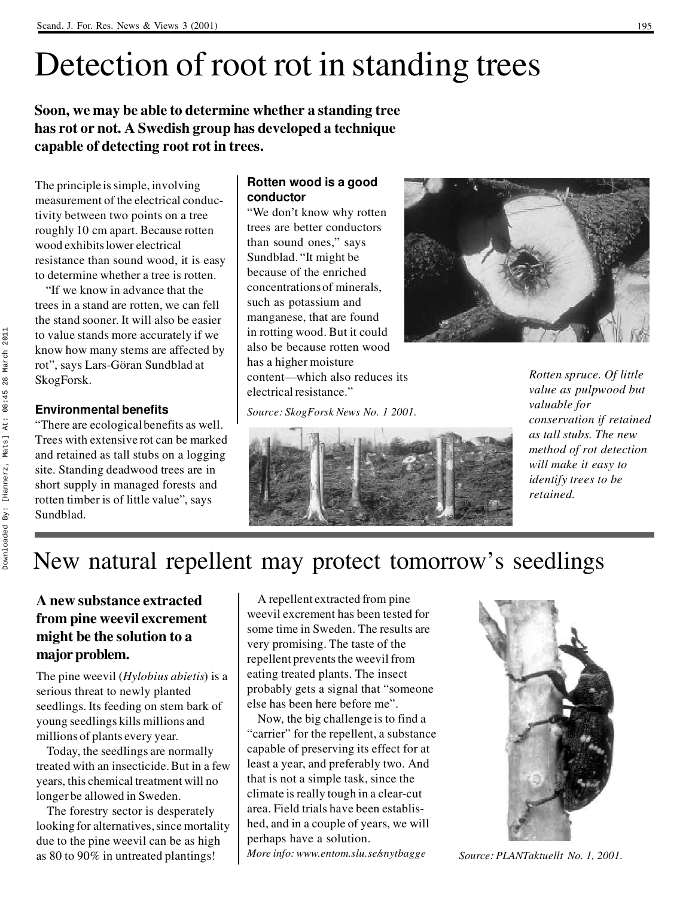# Detection of root rot in standing trees

**Soon, we may be able to determine whether a standing tree has rot or not. A Swedish group has developed a technique capable of detecting root rot in trees.**

The principle is simple, involving measurement of the electrical conductivity between two points on a tree roughly 10 cm apart. Because rotten wood exhibits lower electrical resistance than sound wood, it is easy to determine whether a tree is rotten.

"If we know in advance that the trees in a stand are rotten, we can fell the stand sooner. It will also be easier to value stands more accurately if we know how many stems are affected by rot", says Lars-Göran Sundblad at SkogForsk.

### Environmental benefits

"There are ecological benefits as well. Trees with extensive rot can be marked and retained as tall stubs on a logging site. Standing deadwood trees are in short supply in managed forests and rotten timber is of little value", says Sundblad.

### Rotten wood is a good conductor

"We don't know why rotten trees are better conductors than sound ones," says Sundblad. "It might be because of the enriched concentrations of minerals, such as potassium and manganese, that are found in rotting wood. But it could also be because rotten wood has a higher moisture content—which also reduces its electrical resistance."

*Source: SkogForsk News No. 1 2001.*

*Rotten spruce. Of little value as pulpwood but valuable for conservation if retained as tall stubs. The new method of rot detection will make it easy to identify trees to be retained.*

# New natural repellent may protect tomorrow's seedlings

**A new substance extracted from pine weevil excrement might be the solution to a major problem.**

The pine weevil (*Hylobius abietis*) is a serious threat to newly planted seedlings. Its feeding on stem bark of young seedlings kills millions and millions of plants every year.

Today, the seedlings are normally treated with an insecticide. But in a few years, this chemical treatment will no longer be allowed in Sweden.

The forestry sector is desperately looking for alternatives, since mortality due to the pine weevil can be as high as 80 to 90% in untreated plantings!

A repellent extracted from pine weevil excrement has been tested for some time in Sweden. The results are very promising. The taste of the repellent prevents the weevil from eating treated plants. The insect probably gets a signal that "someone else has been here before me".

Now, the big challenge is to find a "carrier" for the repellent, a substance capable of preserving its effect for at least a year, and preferably two. And that is not a simple task, since the climate is really tough in a clear-cut area. Field trials have been established, and in a couple of years, we will perhaps have a solution.

*More info: www.entom.slu.se/snytbagge*

*Source: PLANTaktuellt No. 1, 2001.*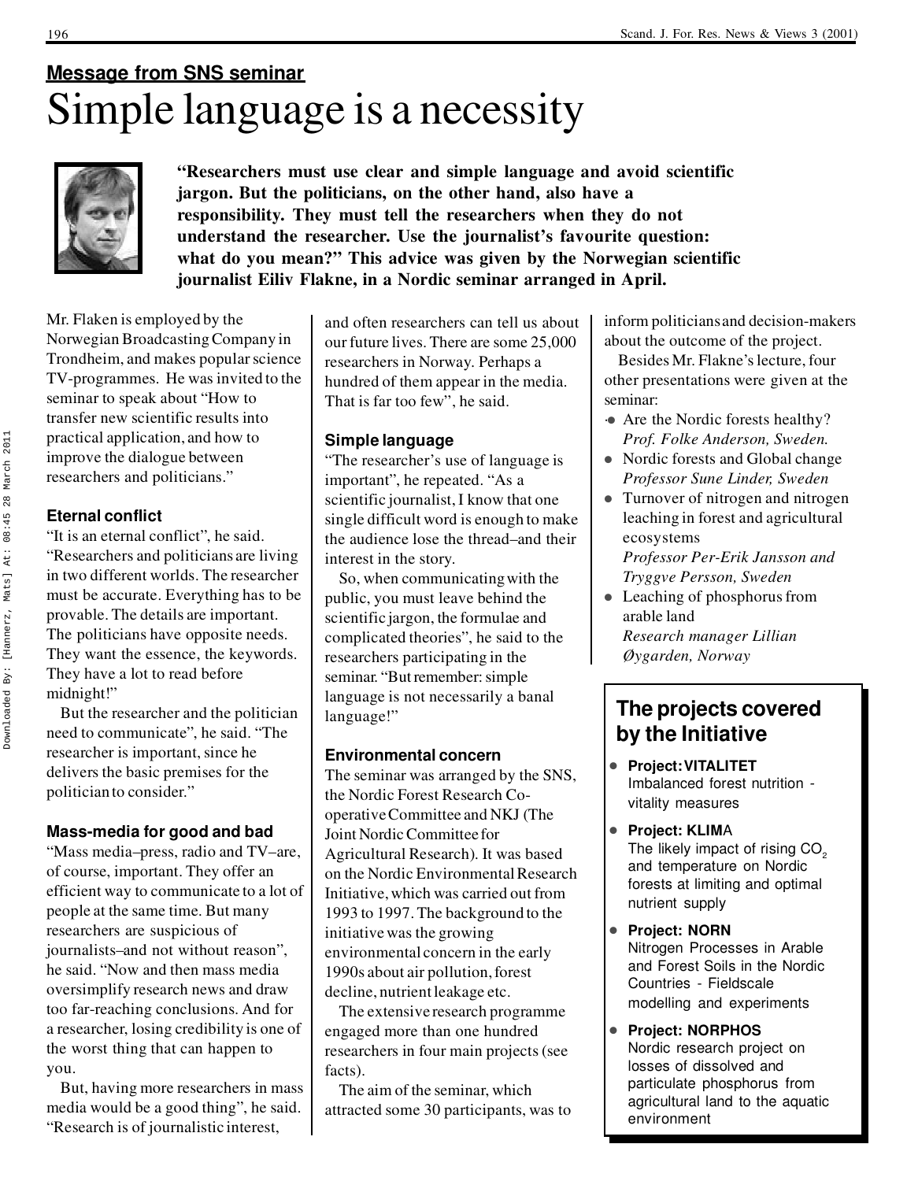**Message from SNS seminar**

# Simple language is a necessity

**"Researchers must use clear and simple language and avoid scientific jargon. But the politicians, on the other hand, also have a responsibility. They must tell the researchers when they do not understand the researcher. Use the journalist's favourite question: what do you mean?" This advice was given by the Norwegian scientific journalist Eiliv Flakne, in a Nordic seminar arranged in April.**

Mr. Flaken is employed by the Norwegian Broadcasting Company in Trondheim, and makes popular science TV-programmes. He was invited to the seminar to speak about "How to transfer new scientific results into practical application, and how to improve the dialogue between researchers and politicians."

### Eternal conflict

"It is an eternal conflict", he said. "Researchers and politicians are living in two different worlds. The researcher must be accurate. Everything has to be provable. The details are important. The politicians have opposite needs. They want the essence, the keywords. They have a lot to read before midnight!"

But the researcher and the politician need to communicate", he said. "The researcher is important, since he delivers the basic premises for the politician to consider."

### Mass-media for good and bad

"Mass media–press, radio and TV–are, of course, important. They offer an efficient way to communicate to a lot of people at the same time. But many researchers are suspicious of journalists–and not without reason", he said. "Now and then mass media oversimplify research news and draw too far-reaching conclusions. And for a researcher, losing credibility is one of the worst thing that can happen to you.

But, having more researchers in mass media would be a good thing", he said. "Research is of journalistic interest, and often researchers can tell us about our future lives. There are some 25,000 researchers in Norway. Perhaps a hundred of them appear in the media. That is far too few", he said.

### Simple language

"The researcher's use of language is important", he repeated. "As a scientific journalist, I know that one single difficult word is enough to make the audience lose the thread–and their interest in the story.

So, when communicating with the public, you must leave behind the scientific jargon, the formulae and complicated theories", he said to the researchers participating in the seminar. "But remember: simple language is not necessarily a banal language!"

### Environmental concern

The seminar was arranged by the SNS, the Nordic Forest Research Co-operative Committee and NKJ (The Joint Nordic Committee for Agricultural Research). It was based on the Nordic Environmental Research Initiative, which was carried out from 1993 to 1997. The background to the initiative was the growing environmental concern in the early 1990s about air pollution, forest decline, nutrient leakage etc.

The extensive research programme engaged more than one hundred researchers in four main projects (see facts).

The aim of the seminar, which attracted some 30 participants, was to inform politicians and decision-makers about the outcome of the project.

Besides Mr. Flakne's lecture, four other presentations were given at the seminar:

- Are the Nordic forests healthy?
  *Prof. Folke Anderson, Sweden.*
- Nordic forests and Global change
  *Professor Sune Linder, Sweden*
- Turnover of nitrogen and nitrogen leaching in forest and agricultural ecosystems
  *Professor Per-Erik Jansson and Tryggve Persson, Sweden*
- Leaching of phosphorus from arable land
  *Research manager Lillian Øygarden, Norway*

## The projects covered by the Initiative

- **Project: VITALITET**
  Imbalanced forest nutrition - vitality measures
- **Project: KLIMA**
  The likely impact of rising $CO_2$ and temperature on Nordic forests at limiting and optimal nutrient supply
- **Project: NORN**
  Nitrogen Processes in Arable and Forest Soils in the Nordic Countries - Fieldscale modelling and experiments
- **Project: NORPHOS**
  Nordic research project on losses of dissolved and particulate phosphorus from agricultural land to the aquatic environment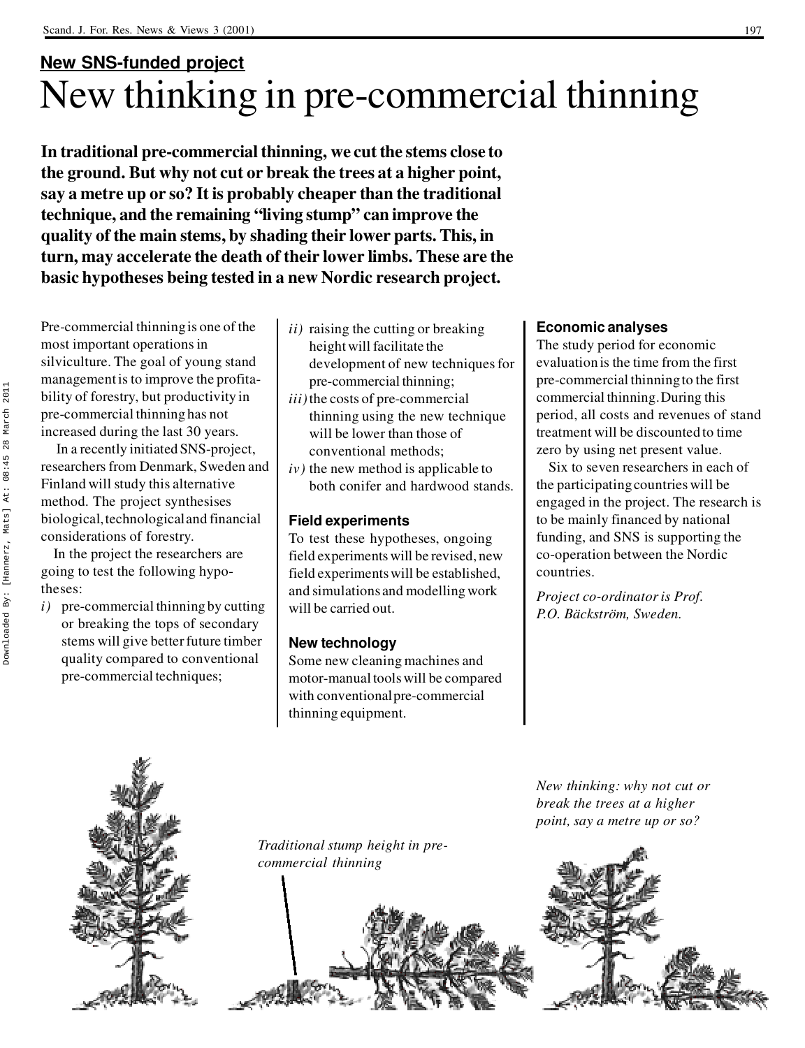**New SNS-funded project**

# New thinking in pre-commercial thinning

**In traditional pre-commercial thinning, we cut the stems close to the ground. But why not cut or break the trees at a higher point, say a metre up or so? It is probably cheaper than the traditional technique, and the remaining "living stump" can improve the quality of the main stems, by shading their lower parts. This, in turn, may accelerate the death of their lower limbs. These are the basic hypotheses being tested in a new Nordic research project.**

Pre-commercial thinning is one of the most important operations in silviculture. The goal of young stand management is to improve the profitability of forestry, but productivity in pre-commercial thinning has not increased during the last 30 years.

In a recently initiated SNS-project, researchers from Denmark, Sweden and Finland will study this alternative method. The project synthesises biological, technological and financial considerations of forestry.

In the project the researchers are going to test the following hypotheses:

*i)* pre-commercial thinning by cutting or breaking the tops of secondary stems will give better future timber quality compared to conventional pre-commercial techniques;

*ii)* raising the cutting or breaking height will facilitate the development of new techniques for pre-commercial thinning;

*iii)* the costs of pre-commercial thinning using the new technique will be lower than those of conventional methods;

*iv)* the new method is applicable to both conifer and hardwood stands.

### Field experiments

To test these hypotheses, ongoing field experiments will be revised, new field experiments will be established, and simulations and modelling work will be carried out.

### New technology

Some new cleaning machines and motor-manual tools will be compared with conventional pre-commercial thinning equipment.

### Economic analyses

The study period for economic evaluation is the time from the first pre-commercial thinning to the first commercial thinning. During this period, all costs and revenues of stand treatment will be discounted to time zero by using net present value.

Six to seven researchers in each of the participating countries will be engaged in the project. The research is to be mainly financed by national funding, and SNS is supporting the co-operation between the Nordic countries.

*Project co-ordinator is Prof. P.O. Bäckström, Sweden.*

*Traditional stump height in pre-commercial thinning*

*New thinking: why not cut or break the trees at a higher point, say a metre up or so?*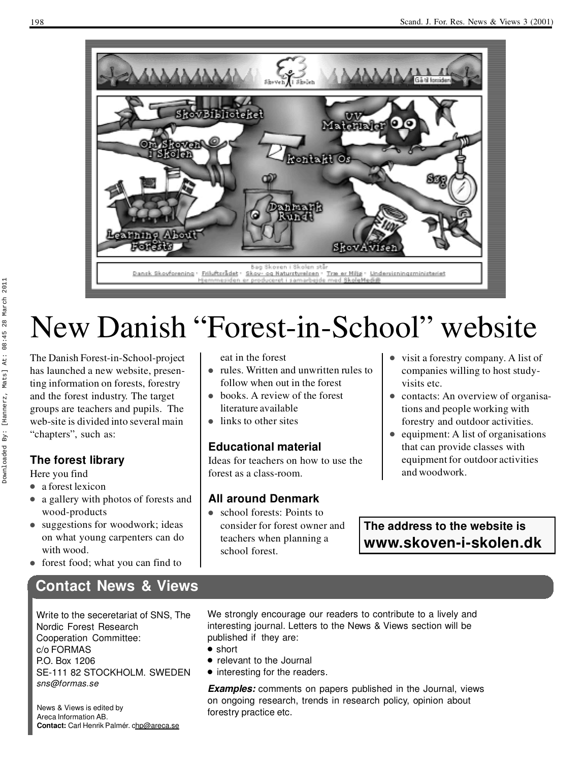# New Danish "Forest-in-School" website

The Danish Forest-in-School-project has launched a new website, presenting information on forests, forestry and the forest industry. The target groups are teachers and pupils. The web-site is divided into several main "chapters", such as:

### The forest library

Here you find

- a forest lexicon
- a gallery with photos of forests and wood-products
- suggestions for woodwork; ideas on what young carpenters can do with wood.
- forest food; what you can find to eat in the forest
- rules. Written and unwritten rules to follow when out in the forest
- books. A review of the forest literature available
- links to other sites

### Educational material

Ideas for teachers on how to use the forest as a class-room.

### All around Denmark

- school forests: Points to consider for forest owner and teachers when planning a school forest.
- visit a forestry company. A list of companies willing to host study-visits etc.
- contacts: An overview of organisations and people working with forestry and outdoor activities.
- equipment: A list of organisations that can provide classes with equipment for outdoor activities and woodwork.

**The address to the website is**
**www.skoven-i-skolen.dk**

## Contact News & Views

Write to the seceretariat of SNS, The Nordic Forest Research Cooperation Committee:
c/o FORMAS
P.O. Box 1206
SE-111 82 STOCKHOLM. SWEDEN
*sns@formas.se*

News & Views is edited by
Areca Information AB.
**Contact:** Carl Henrik Palmér. chp@areca.se

We strongly encourage our readers to contribute to a lively and interesting journal. Letters to the News & Views section will be published if they are:

- short
- relevant to the Journal
- interesting for the readers.

***Examples:*** comments on papers published in the Journal, views on ongoing research, trends in research policy, opinion about forestry practice etc.